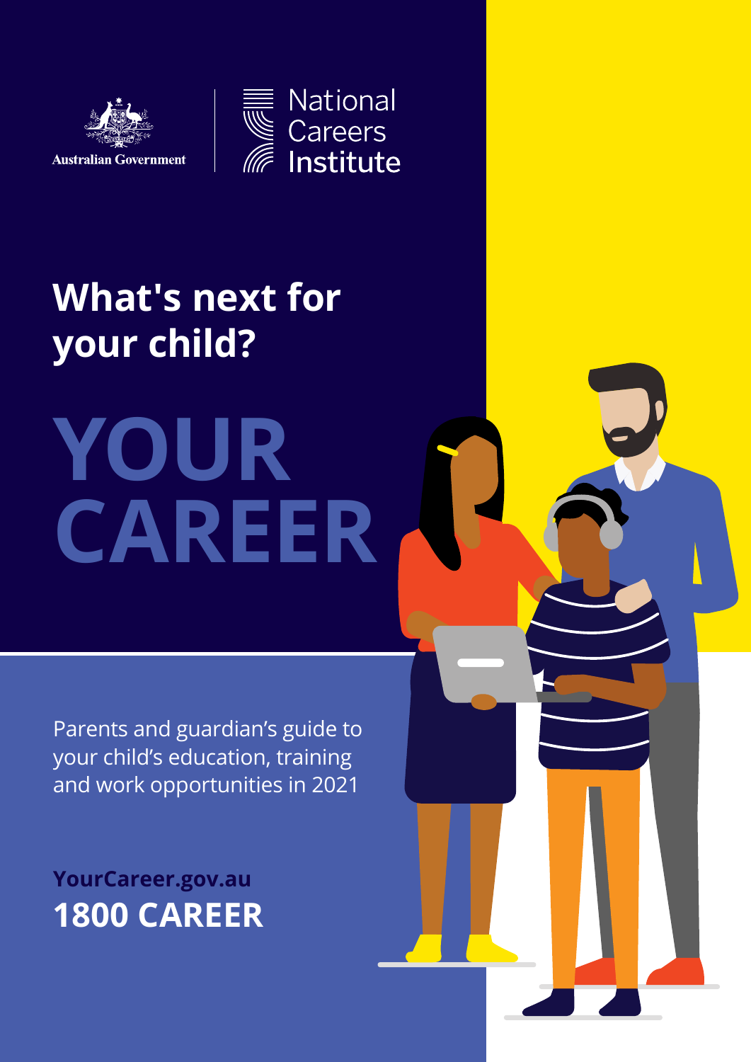Australian Government

National Careers Institute

# What's next for your child?

# YOUR CAREER

Parents and guardian's guide to your child's education, training and work opportunities in 2021

**YourCareer.gov.au**

**1800 CAREER**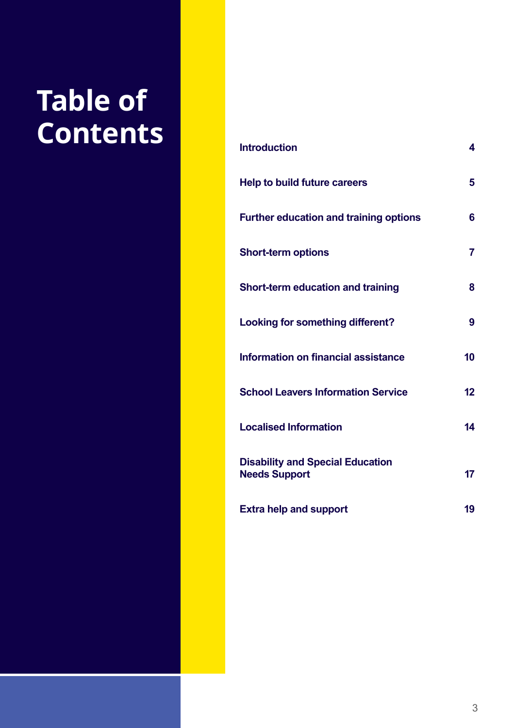# Table of Contents

| | |
|---|---|
| Introduction | 4 |
| Help to build future careers | 5 |
| Further education and training options | 6 |
| Short-term options | 7 |
| Short-term education and training | 8 |
| Looking for something different? | 9 |
| Information on financial assistance | 10 |
| School Leavers Information Service | 12 |
| Localised Information | 14 |
| Disability and Special Education Needs Support | 17 |
| Extra help and support | 19 |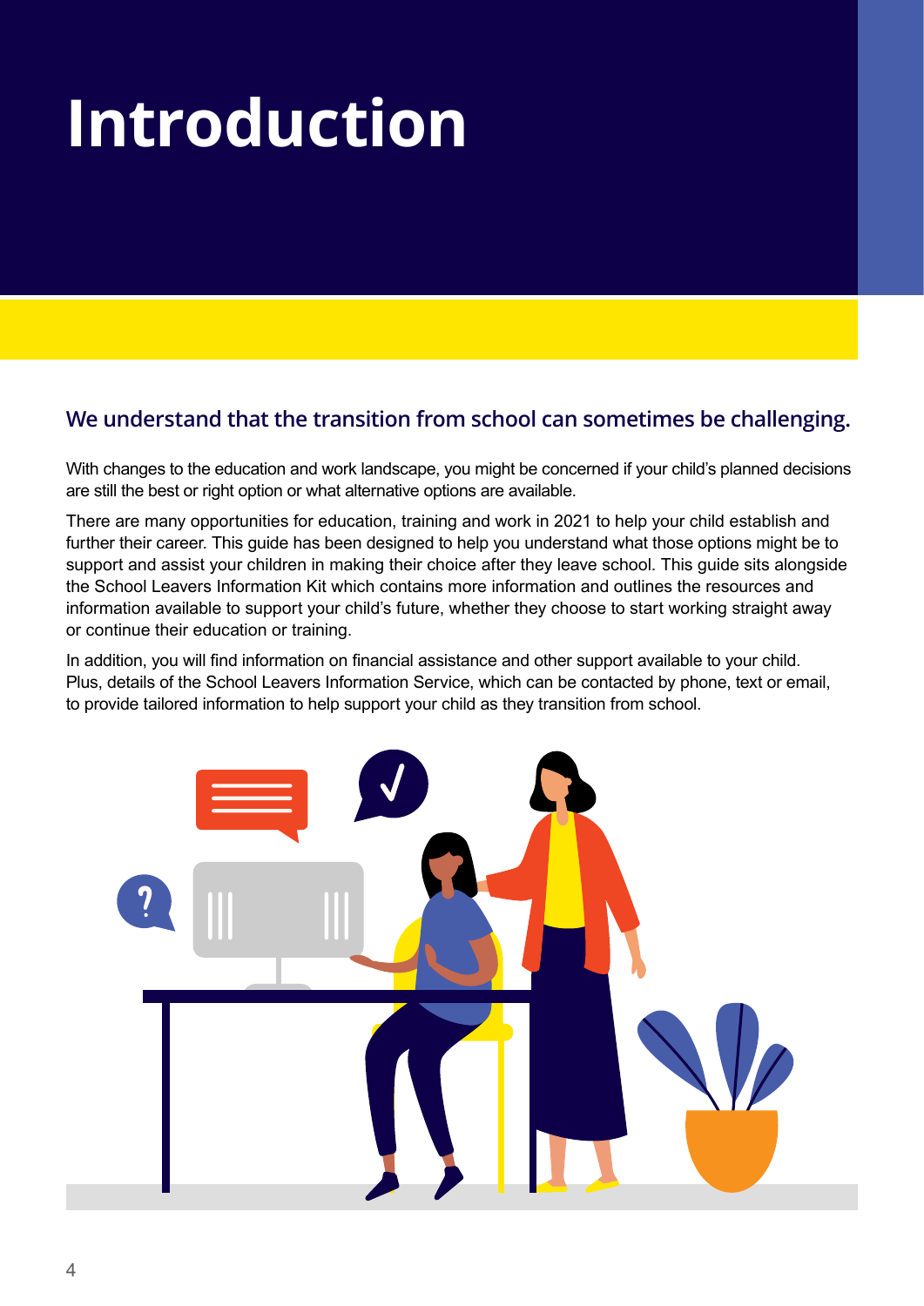# Introduction

## We understand that the transition from school can sometimes be challenging.

With changes to the education and work landscape, you might be concerned if your child's planned decisions are still the best or right option or what alternative options are available.

There are many opportunities for education, training and work in 2021 to help your child establish and further their career. This guide has been designed to help you understand what those options might be to support and assist your children in making their choice after they leave school. This guide sits alongside the School Leavers Information Kit which contains more information and outlines the resources and information available to support your child's future, whether they choose to start working straight away or continue their education or training.

In addition, you will find information on financial assistance and other support available to your child. Plus, details of the School Leavers Information Service, which can be contacted by phone, text or email, to provide tailored information to help support your child as they transition from school.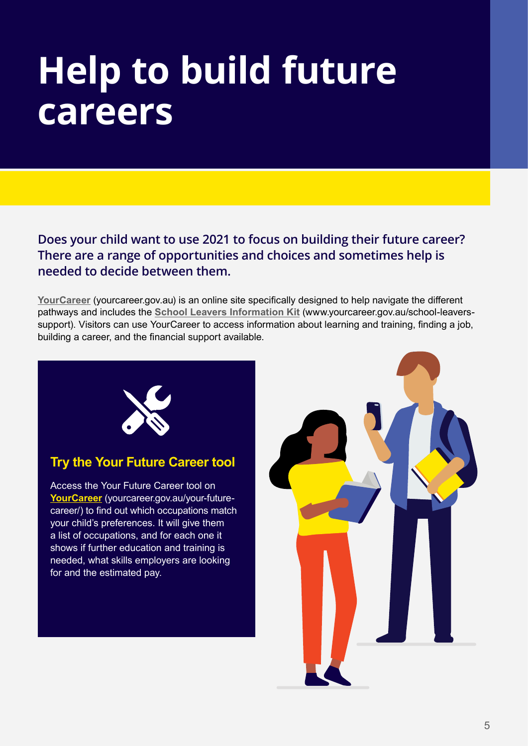# Help to build future careers

**Does your child want to use 2021 to focus on building their future career? There are a range of opportunities and choices and sometimes help is needed to decide between them.**

**YourCareer** (yourcareer.gov.au) is an online site specifically designed to help navigate the different pathways and includes the **School Leavers Information Kit** (www.yourcareer.gov.au/school-leavers-support). Visitors can use YourCareer to access information about learning and training, finding a job, building a career, and the financial support available.

## Try the Your Future Career tool

Access the Your Future Career tool on **YourCareer** (yourcareer.gov.au/your-future-career/) to find out which occupations match your child's preferences. It will give them a list of occupations, and for each one it shows if further education and training is needed, what skills employers are looking for and the estimated pay.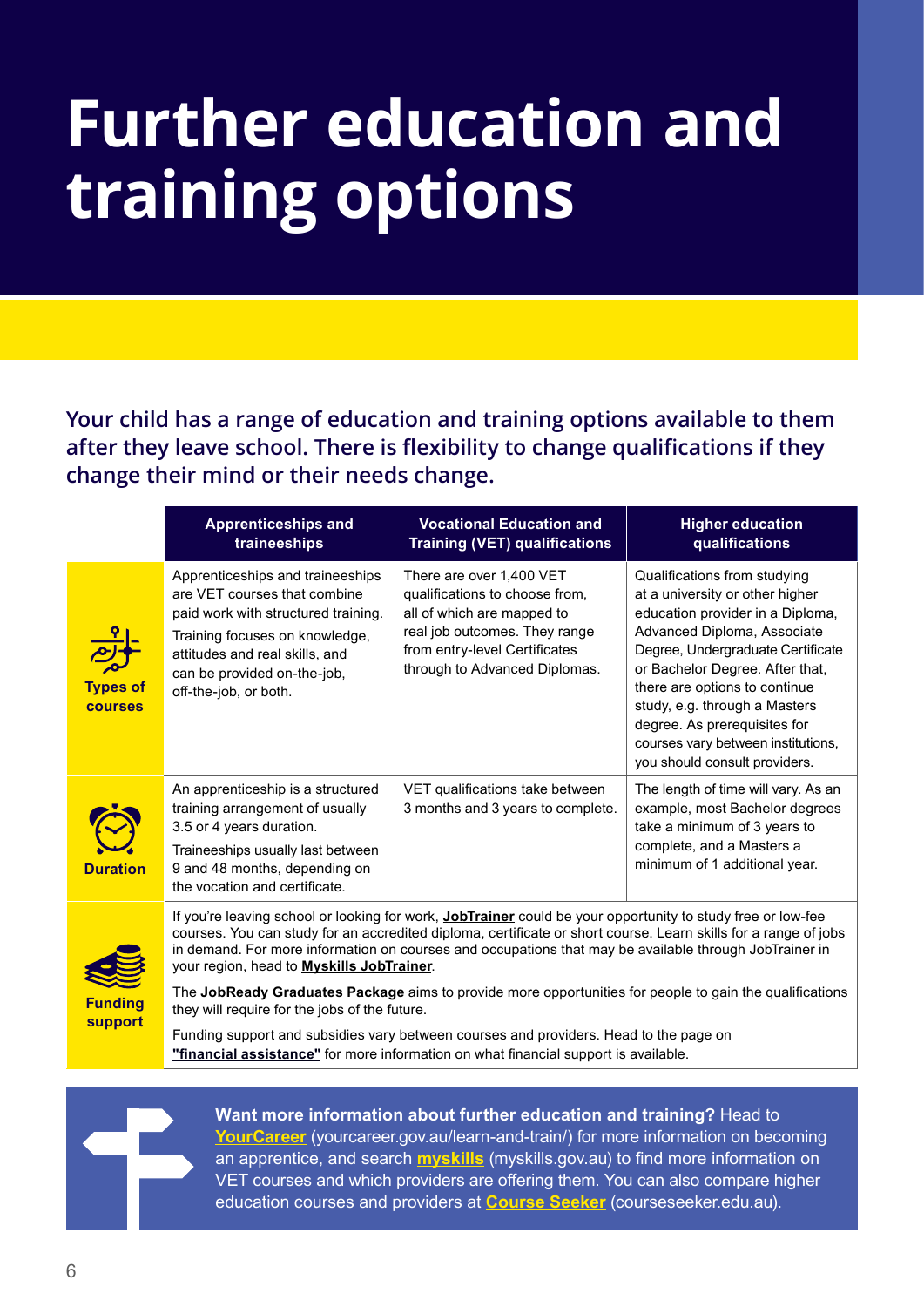# Further education and training options

**Your child has a range of education and training options available to them after they leave school. There is flexibility to change qualifications if they change their mind or their needs change.**

| | Apprenticeships and traineeships | Vocational Education and Training (VET) qualifications | Higher education qualifications |
|---|---|---|---|
| **Types of courses** | Apprenticeships and traineeships are VET courses that combine paid work with structured training. Training focuses on knowledge, attitudes and real skills, and can be provided on-the-job, off-the-job, or both. | There are over 1,400 VET qualifications to choose from, all of which are mapped to real job outcomes. They range from entry-level Certificates through to Advanced Diplomas. | Qualifications from studying at a university or other higher education provider in a Diploma, Advanced Diploma, Associate Degree, Undergraduate Certificate or Bachelor Degree. After that, there are options to continue study, e.g. through a Masters degree. As prerequisites for courses vary between institutions, you should consult providers. |
| **Duration** | An apprenticeship is a structured training arrangement of usually 3.5 or 4 years duration. Traineeships usually last between 9 and 48 months, depending on the vocation and certificate. | VET qualifications take between 3 months and 3 years to complete. | The length of time will vary. As an example, most Bachelor degrees take a minimum of 3 years to complete, and a Masters a minimum of 1 additional year. |
| **Funding support** | If you're leaving school or looking for work, **JobTrainer** could be your opportunity to study free or low-fee courses. You can study for an accredited diploma, certificate or short course. Learn skills for a range of jobs in demand. For more information on courses and occupations that may be available through JobTrainer in your region, head to **Myskills JobTrainer**. The **JobReady Graduates Package** aims to provide more opportunities for people to gain the qualifications they will require for the jobs of the future. Funding support and subsidies vary between courses and providers. Head to the page on **"financial assistance"** for more information on what financial support is available. | | |

**Want more information about further education and training?** Head to **YourCareer** (yourcareer.gov.au/learn-and-train/) for more information on becoming an apprentice, and search **myskills** (myskills.gov.au) to find more information on VET courses and which providers are offering them. You can also compare higher education courses and providers at **Course Seeker** (courseseeker.edu.au).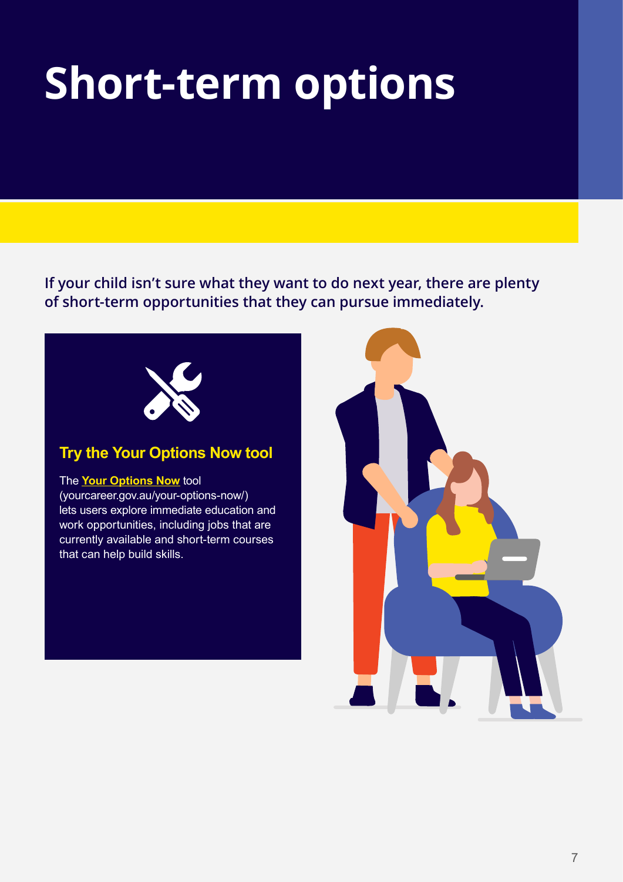# Short-term options

**If your child isn't sure what they want to do next year, there are plenty of short-term opportunities that they can pursue immediately.**

### Try the Your Options Now tool

The **Your Options Now** tool (yourcareer.gov.au/your-options-now/) lets users explore immediate education and work opportunities, including jobs that are currently available and short-term courses that can help build skills.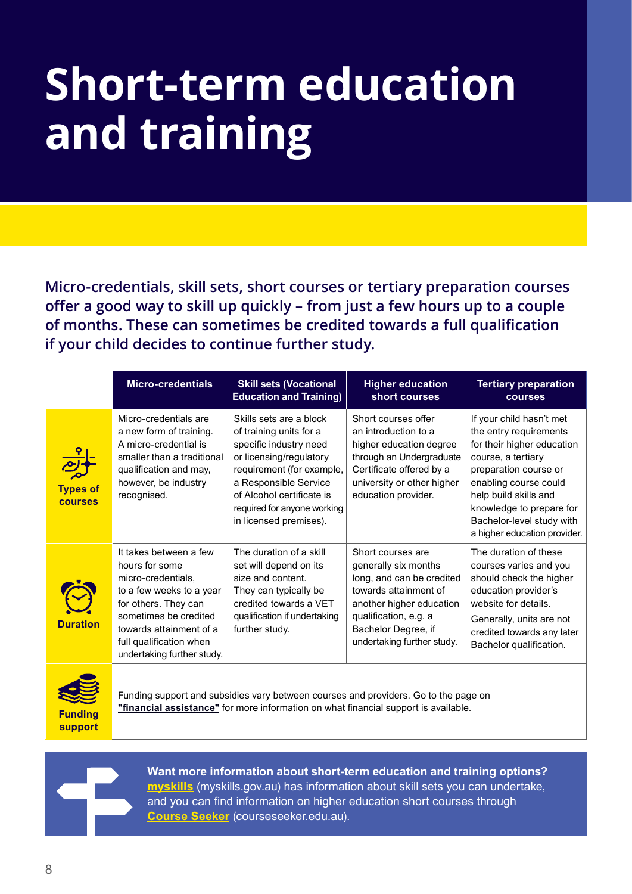# Short-term education and training

**Micro-credentials, skill sets, short courses or tertiary preparation courses offer a good way to skill up quickly – from just a few hours up to a couple of months. These can sometimes be credited towards a full qualification if your child decides to continue further study.**

| | Micro-credentials | Skill sets (Vocational Education and Training) | Higher education short courses | Tertiary preparation courses |
|---|---|---|---|---|
| **Types of courses** | Micro-credentials are a new form of training. A micro-credential is smaller than a traditional qualification and may, however, be industry recognised. | Skills sets are a block of training units for a specific industry need or licensing/regulatory requirement (for example, a Responsible Service of Alcohol certificate is required for anyone working in licensed premises). | Short courses offer an introduction to a higher education degree through an Undergraduate Certificate offered by a university or other higher education provider. | If your child hasn't met the entry requirements for their higher education course, a tertiary preparation course or enabling course could help build skills and knowledge to prepare for Bachelor-level study with a higher education provider. |
| **Duration** | It takes between a few hours for some micro-credentials, to a few weeks to a year for others. They can sometimes be credited towards attainment of a full qualification when undertaking further study. | The duration of a skill set will depend on its size and content. They can typically be credited towards a VET qualification if undertaking further study. | Short courses are generally six months long, and can be credited towards attainment of another higher education qualification, e.g. a Bachelor Degree, if undertaking further study. | The duration of these courses varies and you should check the higher education provider's website for details. Generally, units are not credited towards any later Bachelor qualification. |
| **Funding support** | Funding support and subsidies vary between courses and providers. Go to the page on **"financial assistance"** for more information on what financial support is available. | | | |

**Want more information about short-term education and training options?** **myskills** (myskills.gov.au) has information about skill sets you can undertake, and you can find information on higher education short courses through **Course Seeker** (courseseeker.edu.au).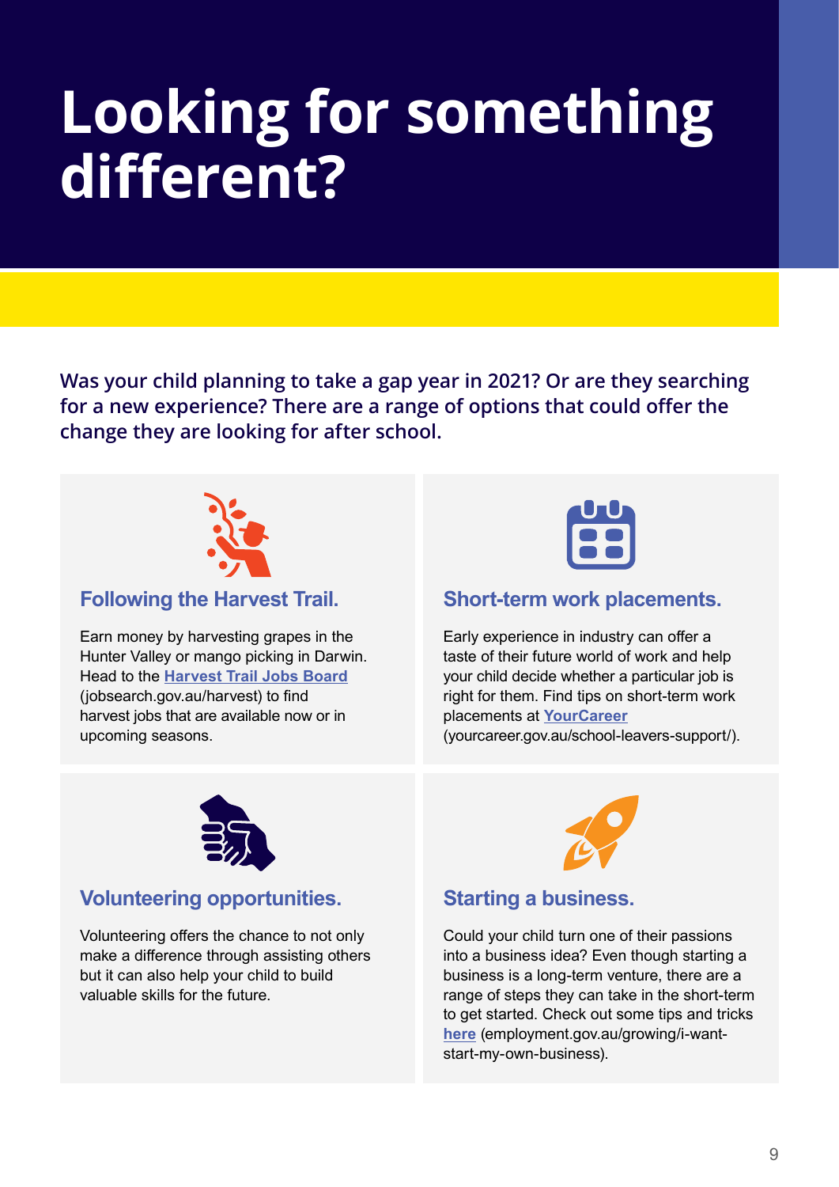# Looking for something different?

**Was your child planning to take a gap year in 2021? Or are they searching for a new experience? There are a range of options that could offer the change they are looking for after school.**

## Following the Harvest Trail.

Earn money by harvesting grapes in the Hunter Valley or mango picking in Darwin. Head to the **Harvest Trail Jobs Board** (jobsearch.gov.au/harvest) to find harvest jobs that are available now or in upcoming seasons.

## Short-term work placements.

Early experience in industry can offer a taste of their future world of work and help your child decide whether a particular job is right for them. Find tips on short-term work placements at **YourCareer** (yourcareer.gov.au/school-leavers-support/).

## Volunteering opportunities.

Volunteering offers the chance to not only make a difference through assisting others but it can also help your child to build valuable skills for the future.

## Starting a business.

Could your child turn one of their passions into a business idea? Even though starting a business is a long-term venture, there are a range of steps they can take in the short-term to get started. Check out some tips and tricks **here** (employment.gov.au/growing/i-want-start-my-own-business).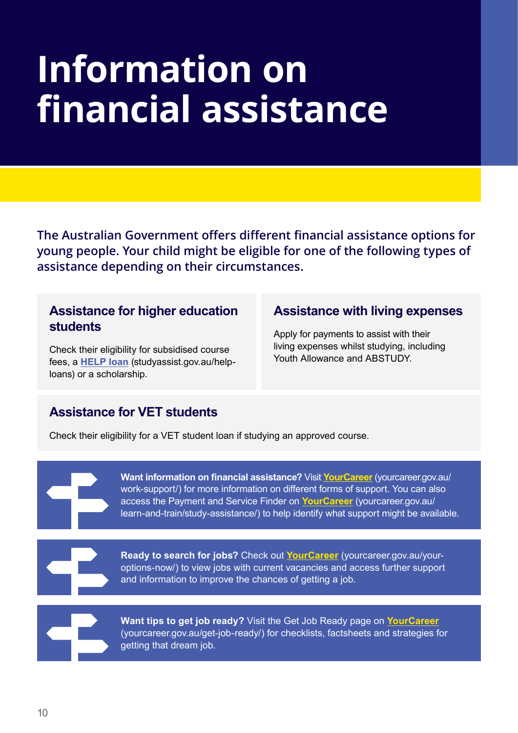# Information on financial assistance

**The Australian Government offers different financial assistance options for young people. Your child might be eligible for one of the following types of assistance depending on their circumstances.**

## Assistance for higher education students

Check their eligibility for subsidised course fees, a **HELP loan** (studyassist.gov.au/help-loans) or a scholarship.

## Assistance with living expenses

Apply for payments to assist with their living expenses whilst studying, including Youth Allowance and ABSTUDY.

## Assistance for VET students

Check their eligibility for a VET student loan if studying an approved course.

**Want information on financial assistance?** Visit **YourCareer** (yourcareer.gov.au/work-support/) for more information on different forms of support. You can also access the Payment and Service Finder on **YourCareer** (yourcareer.gov.au/learn-and-train/study-assistance/) to help identify what support might be available.

**Ready to search for jobs?** Check out **YourCareer** (yourcareer.gov.au/your-options-now/) to view jobs with current vacancies and access further support and information to improve the chances of getting a job.

**Want tips to get job ready?** Visit the Get Job Ready page on **YourCareer** (yourcareer.gov.au/get-job-ready/) for checklists, factsheets and strategies for getting that dream job.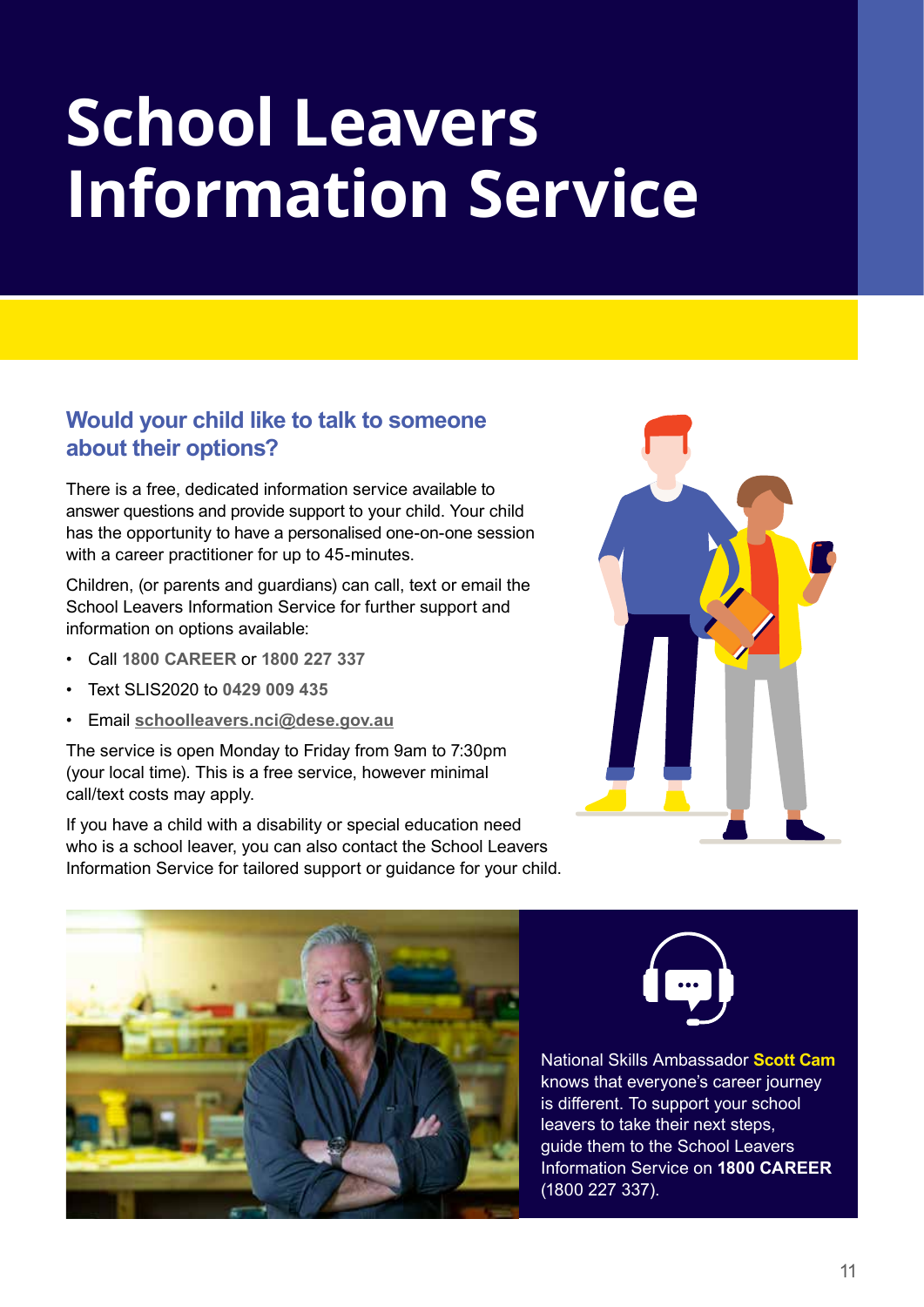# School Leavers Information Service

## Would your child like to talk to someone about their options?

There is a free, dedicated information service available to answer questions and provide support to your child. Your child has the opportunity to have a personalised one-on-one session with a career practitioner for up to 45-minutes.

Children, (or parents and guardians) can call, text or email the School Leavers Information Service for further support and information on options available:

- Call **1800 CAREER** or **1800 227 337**
- Text SLIS2020 to **0429 009 435**
- Email **schoolleavers.nci@dese.gov.au**

The service is open Monday to Friday from 9am to 7:30pm (your local time). This is a free service, however minimal call/text costs may apply.

If you have a child with a disability or special education need who is a school leaver, you can also contact the School Leavers Information Service for tailored support or guidance for your child.

National Skills Ambassador **Scott Cam** knows that everyone's career journey is different. To support your school leavers to take their next steps, guide them to the School Leavers Information Service on **1800 CAREER** (1800 227 337).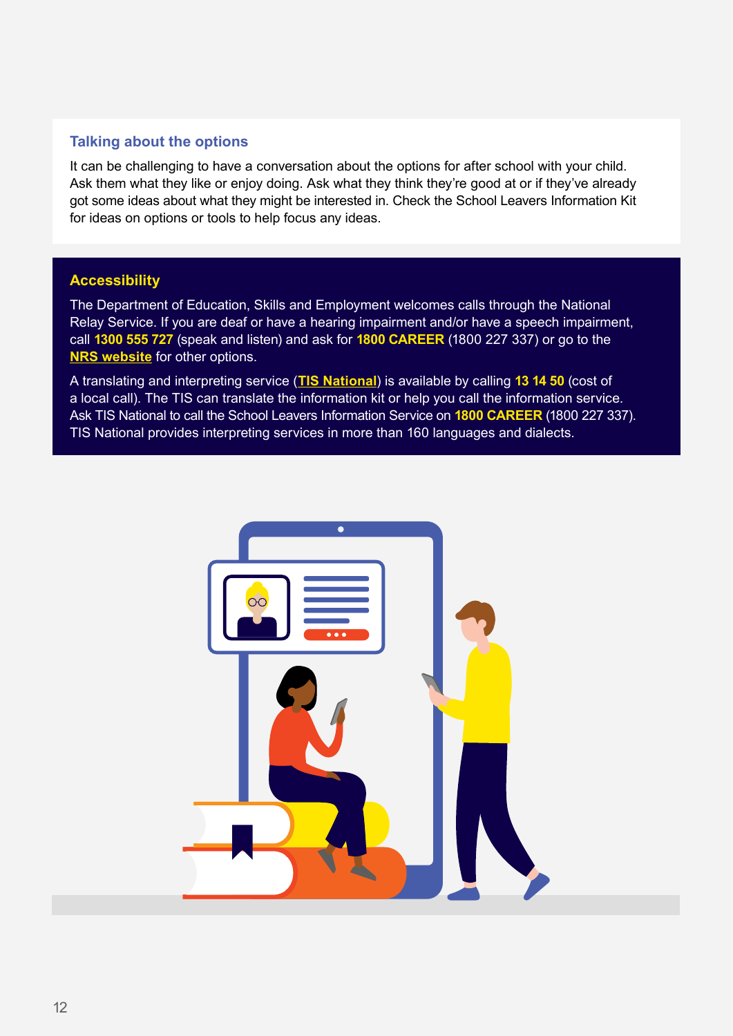### Talking about the options

It can be challenging to have a conversation about the options for after school with your child. Ask them what they like or enjoy doing. Ask what they think they're good at or if they've already got some ideas about what they might be interested in. Check the School Leavers Information Kit for ideas on options or tools to help focus any ideas.

### Accessibility

The Department of Education, Skills and Employment welcomes calls through the National Relay Service. If you are deaf or have a hearing impairment and/or have a speech impairment, call **1300 555 727** (speak and listen) and ask for **1800 CAREER** (1800 227 337) or go to the **NRS website** for other options.

A translating and interpreting service (**TIS National**) is available by calling **13 14 50** (cost of a local call). The TIS can translate the information kit or help you call the information service. Ask TIS National to call the School Leavers Information Service on **1800 CAREER** (1800 227 337). TIS National provides interpreting services in more than 160 languages and dialects.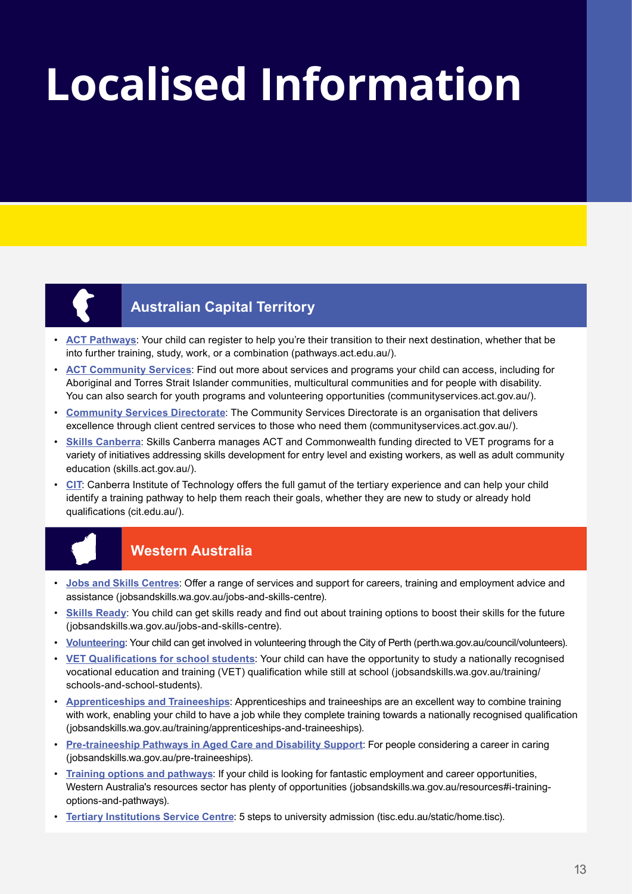# Localised Information

## Australian Capital Territory

- **ACT Pathways**: Your child can register to help you're their transition to their next destination, whether that be into further training, study, work, or a combination (pathways.act.edu.au/).
- **ACT Community Services**: Find out more about services and programs your child can access, including for Aboriginal and Torres Strait Islander communities, multicultural communities and for people with disability. You can also search for youth programs and volunteering opportunities (communityservices.act.gov.au/).
- **Community Services Directorate**: The Community Services Directorate is an organisation that delivers excellence through client centred services to those who need them (communityservices.act.gov.au/).
- **Skills Canberra**: Skills Canberra manages ACT and Commonwealth funding directed to VET programs for a variety of initiatives addressing skills development for entry level and existing workers, as well as adult community education (skills.act.gov.au/).
- **CIT**: Canberra Institute of Technology offers the full gamut of the tertiary experience and can help your child identify a training pathway to help them reach their goals, whether they are new to study or already hold qualifications (cit.edu.au/).

## Western Australia

- **Jobs and Skills Centres**: Offer a range of services and support for careers, training and employment advice and assistance (jobsandskills.wa.gov.au/jobs-and-skills-centre).
- **Skills Ready**: You child can get skills ready and find out about training options to boost their skills for the future (jobsandskills.wa.gov.au/jobs-and-skills-centre).
- **Volunteering**: Your child can get involved in volunteering through the City of Perth (perth.wa.gov.au/council/volunteers).
- **VET Qualifications for school students**: Your child can have the opportunity to study a nationally recognised vocational education and training (VET) qualification while still at school (jobsandskills.wa.gov.au/training/schools-and-school-students).
- **Apprenticeships and Traineeships**: Apprenticeships and traineeships are an excellent way to combine training with work, enabling your child to have a job while they complete training towards a nationally recognised qualification (jobsandskills.wa.gov.au/training/apprenticeships-and-traineeships).
- **Pre-traineeship Pathways in Aged Care and Disability Support**: For people considering a career in caring (jobsandskills.wa.gov.au/pre-traineeships).
- **Training options and pathways**: If your child is looking for fantastic employment and career opportunities, Western Australia's resources sector has plenty of opportunities (jobsandskills.wa.gov.au/resources#i-training-options-and-pathways).
- **Tertiary Institutions Service Centre**: 5 steps to university admission (tisc.edu.au/static/home.tisc).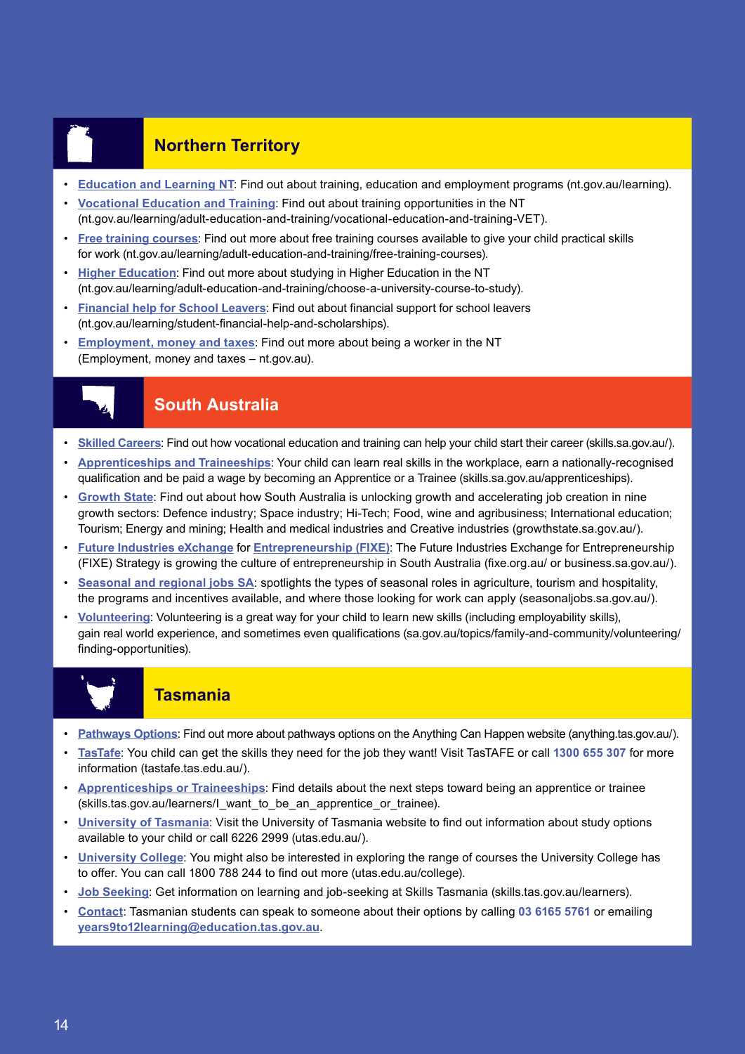## Northern Territory

- **Education and Learning NT**: Find out about training, education and employment programs (nt.gov.au/learning).
- **Vocational Education and Training**: Find out about training opportunities in the NT (nt.gov.au/learning/adult-education-and-training/vocational-education-and-training-VET).
- **Free training courses**: Find out more about free training courses available to give your child practical skills for work (nt.gov.au/learning/adult-education-and-training/free-training-courses).
- **Higher Education**: Find out more about studying in Higher Education in the NT (nt.gov.au/learning/adult-education-and-training/choose-a-university-course-to-study).
- **Financial help for School Leavers**: Find out about financial support for school leavers (nt.gov.au/learning/student-financial-help-and-scholarships).
- **Employment, money and taxes**: Find out more about being a worker in the NT (Employment, money and taxes – nt.gov.au).

## South Australia

- **Skilled Careers**: Find out how vocational education and training can help your child start their career (skills.sa.gov.au/).
- **Apprenticeships and Traineeships**: Your child can learn real skills in the workplace, earn a nationally-recognised qualification and be paid a wage by becoming an Apprentice or a Trainee (skills.sa.gov.au/apprenticeships).
- **Growth State**: Find out about how South Australia is unlocking growth and accelerating job creation in nine growth sectors: Defence industry; Space industry; Hi-Tech; Food, wine and agribusiness; International education; Tourism; Energy and mining; Health and medical industries and Creative industries (growthstate.sa.gov.au/).
- **Future Industries eXchange** for **Entrepreneurship (FIXE)**: The Future Industries Exchange for Entrepreneurship (FIXE) Strategy is growing the culture of entrepreneurship in South Australia (fixe.org.au/ or business.sa.gov.au/).
- **Seasonal and regional jobs SA**: spotlights the types of seasonal roles in agriculture, tourism and hospitality, the programs and incentives available, and where those looking for work can apply (seasonaljobs.sa.gov.au/).
- **Volunteering**: Volunteering is a great way for your child to learn new skills (including employability skills), gain real world experience, and sometimes even qualifications (sa.gov.au/topics/family-and-community/volunteering/finding-opportunities).

## Tasmania

- **Pathways Options**: Find out more about pathways options on the Anything Can Happen website (anything.tas.gov.au/).
- **TasTafe**: You child can get the skills they need for the job they want! Visit TasTAFE or call **1300 655 307** for more information (tastafe.tas.edu.au/).
- **Apprenticeships or Traineeships**: Find details about the next steps toward being an apprentice or trainee (skills.tas.gov.au/learners/I_want_to_be_an_apprentice_or_trainee).
- **University of Tasmania**: Visit the University of Tasmania website to find out information about study options available to your child or call 6226 2999 (utas.edu.au/).
- **University College**: You might also be interested in exploring the range of courses the University College has to offer. You can call 1800 788 244 to find out more (utas.edu.au/college).
- **Job Seeking**: Get information on learning and job-seeking at Skills Tasmania (skills.tas.gov.au/learners).
- **Contact**: Tasmanian students can speak to someone about their options by calling **03 6165 5761** or emailing **years9to12learning@education.tas.gov.au**.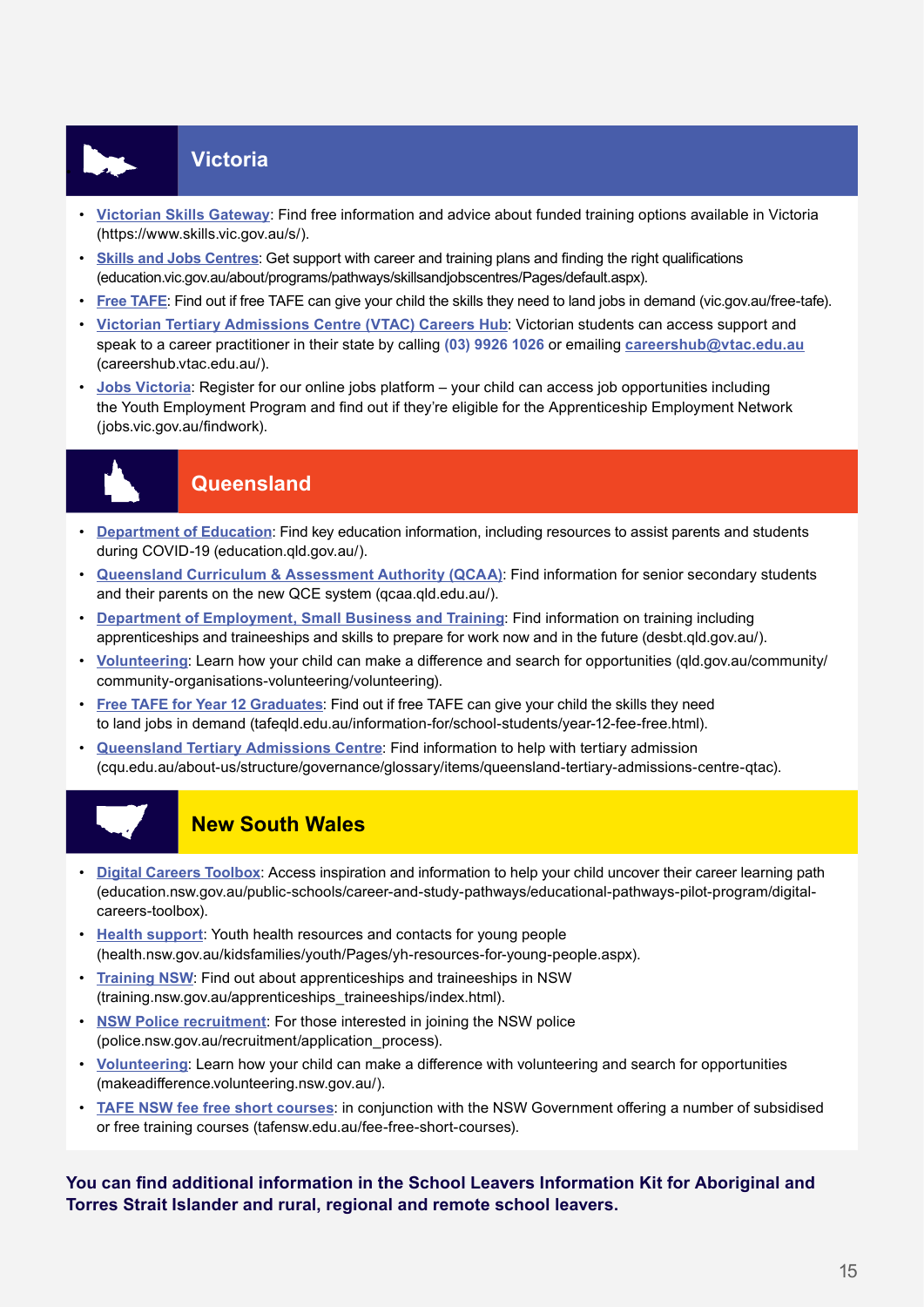## Victoria

- **Victorian Skills Gateway**: Find free information and advice about funded training options available in Victoria (https://www.skills.vic.gov.au/s/).
- **Skills and Jobs Centres**: Get support with career and training plans and finding the right qualifications (education.vic.gov.au/about/programs/pathways/skillsandjobscentres/Pages/default.aspx).
- **Free TAFE**: Find out if free TAFE can give your child the skills they need to land jobs in demand (vic.gov.au/free-tafe).
- **Victorian Tertiary Admissions Centre (VTAC) Careers Hub**: Victorian students can access support and speak to a career practitioner in their state by calling **(03) 9926 1026** or emailing **careershub@vtac.edu.au** (careershub.vtac.edu.au/).
- **Jobs Victoria**: Register for our online jobs platform – your child can access job opportunities including the Youth Employment Program and find out if they're eligible for the Apprenticeship Employment Network (jobs.vic.gov.au/findwork).

## Queensland

- **Department of Education**: Find key education information, including resources to assist parents and students during COVID-19 (education.qld.gov.au/).
- **Queensland Curriculum & Assessment Authority (QCAA)**: Find information for senior secondary students and their parents on the new QCE system (qcaa.qld.edu.au/).
- **Department of Employment, Small Business and Training**: Find information on training including apprenticeships and traineeships and skills to prepare for work now and in the future (desbt.qld.gov.au/).
- **Volunteering**: Learn how your child can make a difference and search for opportunities (qld.gov.au/community/community-organisations-volunteering/volunteering).
- **Free TAFE for Year 12 Graduates**: Find out if free TAFE can give your child the skills they need to land jobs in demand (tafeqld.edu.au/information-for/school-students/year-12-fee-free.html).
- **Queensland Tertiary Admissions Centre**: Find information to help with tertiary admission (cqu.edu.au/about-us/structure/governance/glossary/items/queensland-tertiary-admissions-centre-qtac).

## New South Wales

- **Digital Careers Toolbox**: Access inspiration and information to help your child uncover their career learning path (education.nsw.gov.au/public-schools/career-and-study-pathways/educational-pathways-pilot-program/digital-careers-toolbox).
- **Health support**: Youth health resources and contacts for young people (health.nsw.gov.au/kidsfamilies/youth/Pages/yh-resources-for-young-people.aspx).
- **Training NSW**: Find out about apprenticeships and traineeships in NSW (training.nsw.gov.au/apprenticeships_traineeships/index.html).
- **NSW Police recruitment**: For those interested in joining the NSW police (police.nsw.gov.au/recruitment/application_process).
- **Volunteering**: Learn how your child can make a difference with volunteering and search for opportunities (makeadifference.volunteering.nsw.gov.au/).
- **TAFE NSW fee free short courses**: in conjunction with the NSW Government offering a number of subsidised or free training courses (tafensw.edu.au/fee-free-short-courses).

**You can find additional information in the School Leavers Information Kit for Aboriginal and Torres Strait Islander and rural, regional and remote school leavers.**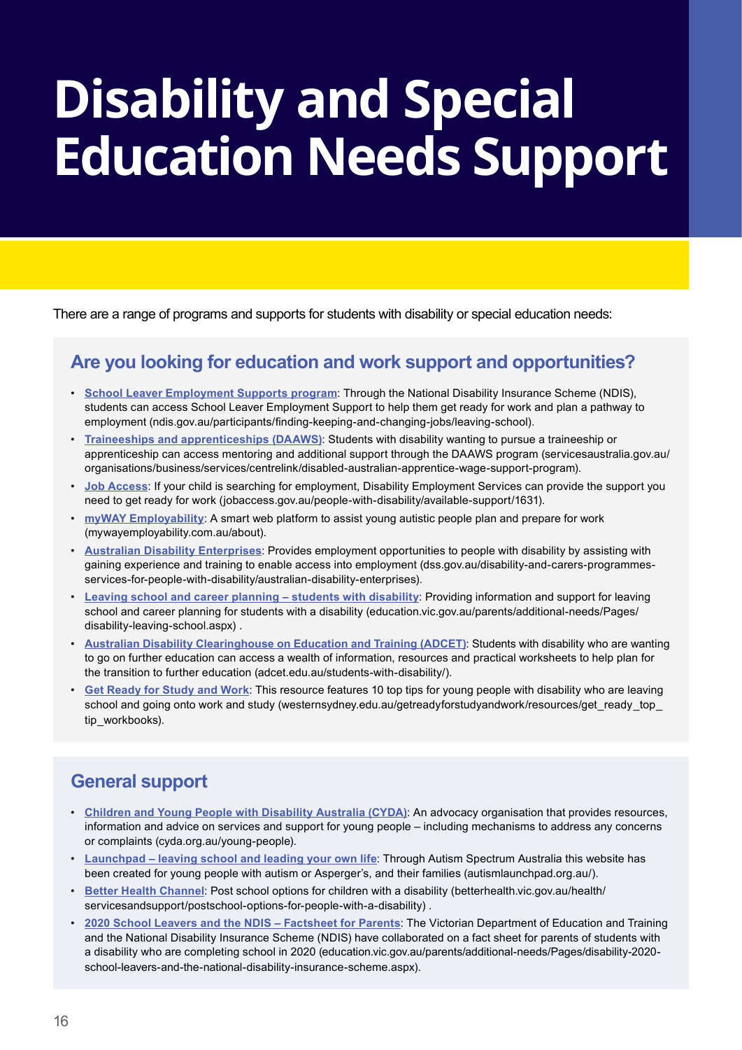# Disability and Special Education Needs Support

There are a range of programs and supports for students with disability or special education needs:

## Are you looking for education and work support and opportunities?

- **School Leaver Employment Supports program**: Through the National Disability Insurance Scheme (NDIS), students can access School Leaver Employment Support to help them get ready for work and plan a pathway to employment (ndis.gov.au/participants/finding-keeping-and-changing-jobs/leaving-school).
- **Traineeships and apprenticeships (DAAWS)**: Students with disability wanting to pursue a traineeship or apprenticeship can access mentoring and additional support through the DAAWS program (servicesaustralia.gov.au/organisations/business/services/centrelink/disabled-australian-apprentice-wage-support-program).
- **Job Access**: If your child is searching for employment, Disability Employment Services can provide the support you need to get ready for work (jobaccess.gov.au/people-with-disability/available-support/1631).
- **myWAY Employability**: A smart web platform to assist young autistic people plan and prepare for work (mywayemployability.com.au/about).
- **Australian Disability Enterprises**: Provides employment opportunities to people with disability by assisting with gaining experience and training to enable access into employment (dss.gov.au/disability-and-carers-programmes-services-for-people-with-disability/australian-disability-enterprises).
- **Leaving school and career planning – students with disability**: Providing information and support for leaving school and career planning for students with a disability (education.vic.gov.au/parents/additional-needs/Pages/disability-leaving-school.aspx) .
- **Australian Disability Clearinghouse on Education and Training (ADCET)**: Students with disability who are wanting to go on further education can access a wealth of information, resources and practical worksheets to help plan for the transition to further education (adcet.edu.au/students-with-disability/).
- **Get Ready for Study and Work**: This resource features 10 top tips for young people with disability who are leaving school and going onto work and study (westernsydney.edu.au/getreadyforstudyandwork/resources/get_ready_top_tip_workbooks).

## General support

- **Children and Young People with Disability Australia (CYDA)**: An advocacy organisation that provides resources, information and advice on services and support for young people – including mechanisms to address any concerns or complaints (cyda.org.au/young-people).
- **Launchpad – leaving school and leading your own life**: Through Autism Spectrum Australia this website has been created for young people with autism or Asperger's, and their families (autismlaunchpad.org.au/).
- **Better Health Channel**: Post school options for children with a disability (betterhealth.vic.gov.au/health/servicesandsupport/postschool-options-for-people-with-a-disability) .
- **2020 School Leavers and the NDIS – Factsheet for Parents**: The Victorian Department of Education and Training and the National Disability Insurance Scheme (NDIS) have collaborated on a fact sheet for parents of students with a disability who are completing school in 2020 (education.vic.gov.au/parents/additional-needs/Pages/disability-2020-school-leavers-and-the-national-disability-insurance-scheme.aspx).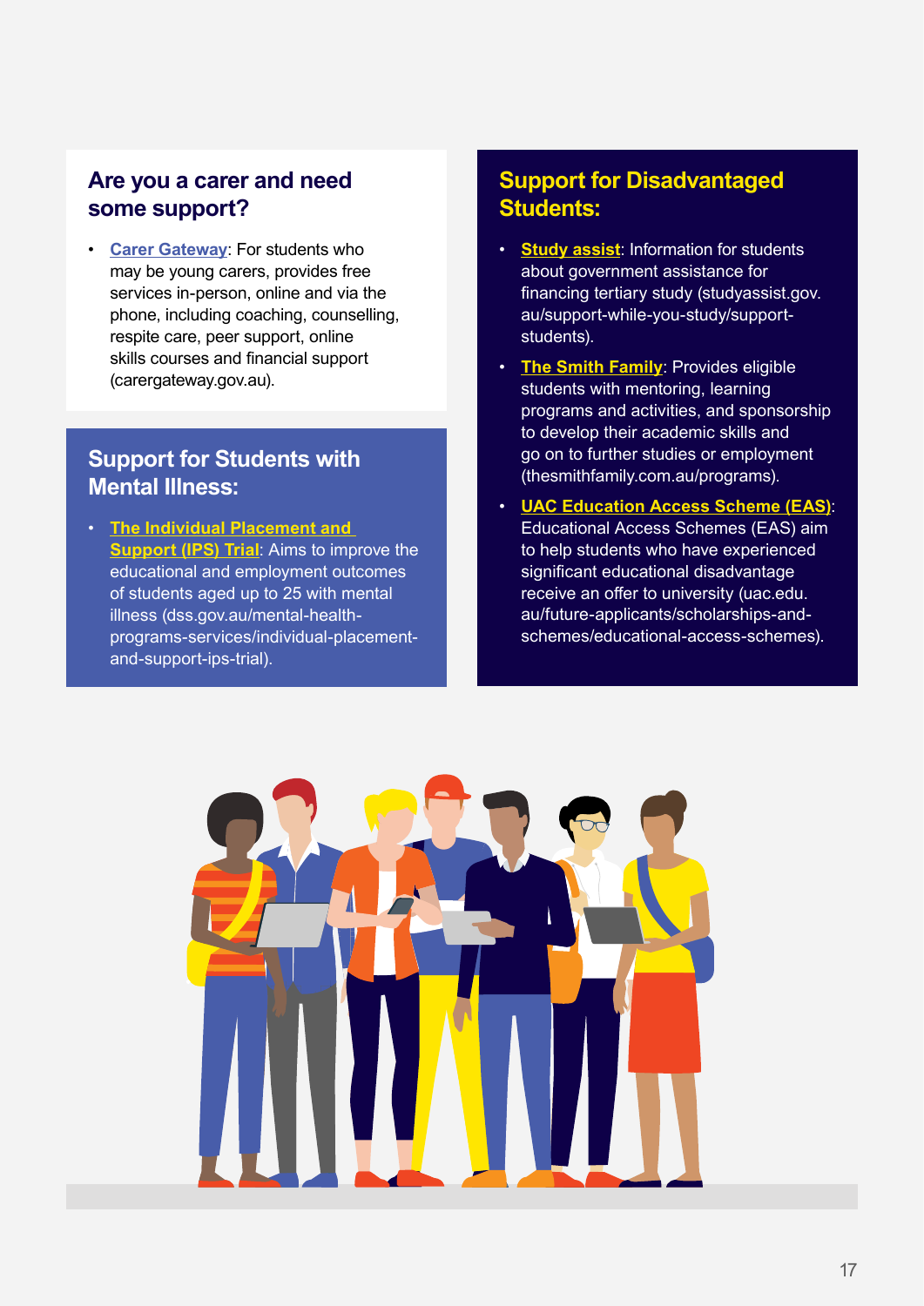## Are you a carer and need some support?

- **Carer Gateway**: For students who may be young carers, provides free services in-person, online and via the phone, including coaching, counselling, respite care, peer support, online skills courses and financial support (carergateway.gov.au).

## Support for Students with Mental Illness:

- **The Individual Placement and Support (IPS) Trial**: Aims to improve the educational and employment outcomes of students aged up to 25 with mental illness (dss.gov.au/mental-health-programs-services/individual-placement-and-support-ips-trial).

## Support for Disadvantaged Students:

- **Study assist**: Information for students about government assistance for financing tertiary study (studyassist.gov.au/support-while-you-study/support-students).
- **The Smith Family**: Provides eligible students with mentoring, learning programs and activities, and sponsorship to develop their academic skills and go on to further studies or employment (thesmithfamily.com.au/programs).
- **UAC Education Access Scheme (EAS)**: Educational Access Schemes (EAS) aim to help students who have experienced significant educational disadvantage receive an offer to university (uac.edu.au/future-applicants/scholarships-and-schemes/educational-access-schemes).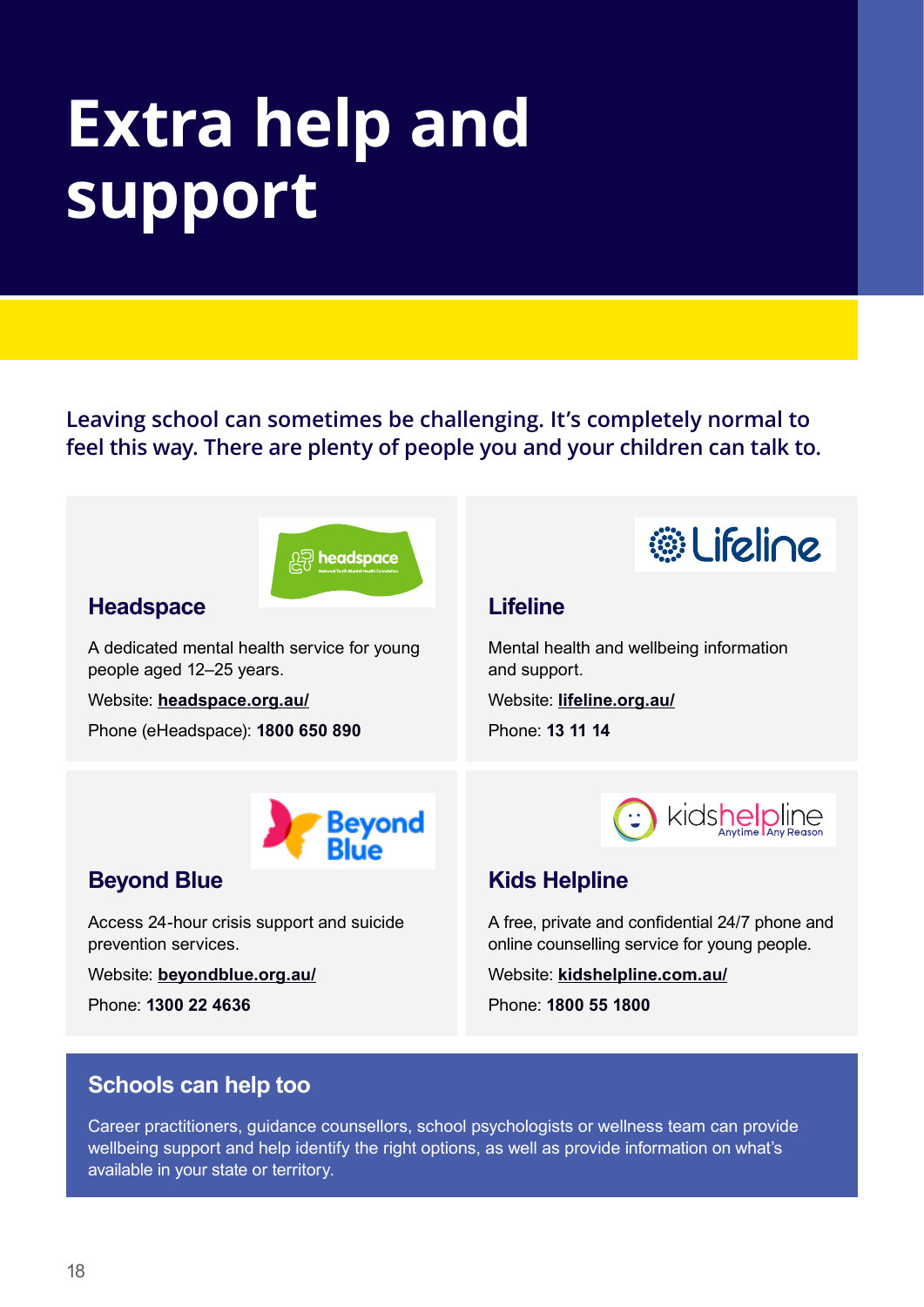# Extra help and support

**Leaving school can sometimes be challenging. It's completely normal to feel this way. There are plenty of people you and your children can talk to.**

## Headspace

A dedicated mental health service for young people aged 12–25 years.

Website: **headspace.org.au/**

Phone (eHeadspace): **1800 650 890**

## Lifeline

Mental health and wellbeing information and support.

Website: **lifeline.org.au/**

Phone: **13 11 14**

## Beyond Blue

Access 24-hour crisis support and suicide prevention services.

Website: **beyondblue.org.au/**

Phone: **1300 22 4636**

## Kids Helpline

A free, private and confidential 24/7 phone and online counselling service for young people.

Website: **kidshelpline.com.au/**

Phone: **1800 55 1800**

## Schools can help too

Career practitioners, guidance counsellors, school psychologists or wellness team can provide wellbeing support and help identify the right options, as well as provide information on what's available in your state or territory.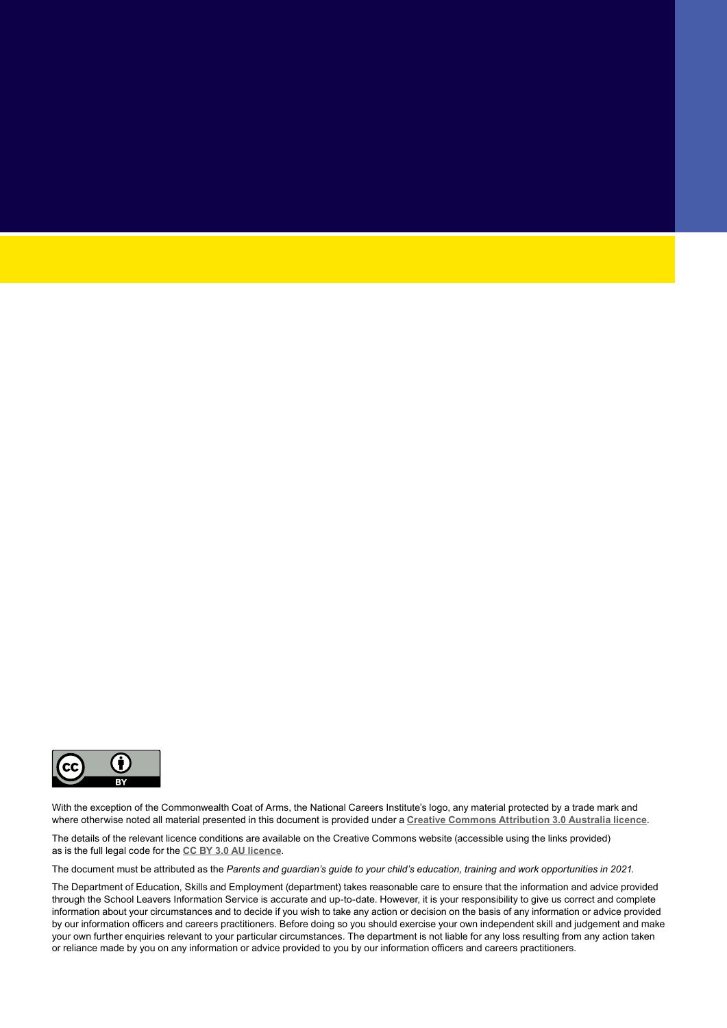With the exception of the Commonwealth Coat of Arms, the National Careers Institute's logo, any material protected by a trade mark and where otherwise noted all material presented in this document is provided under a **Creative Commons Attribution 3.0 Australia licence**.

The details of the relevant licence conditions are available on the Creative Commons website (accessible using the links provided) as is the full legal code for the **CC BY 3.0 AU licence**.

The document must be attributed as the *Parents and guardian's guide to your child's education, training and work opportunities in 2021.*

The Department of Education, Skills and Employment (department) takes reasonable care to ensure that the information and advice provided through the School Leavers Information Service is accurate and up-to-date. However, it is your responsibility to give us correct and complete information about your circumstances and to decide if you wish to take any action or decision on the basis of any information or advice provided by our information officers and careers practitioners. Before doing so you should exercise your own independent skill and judgement and make your own further enquiries relevant to your particular circumstances. The department is not liable for any loss resulting from any action taken or reliance made by you on any information or advice provided to you by our information officers and careers practitioners.